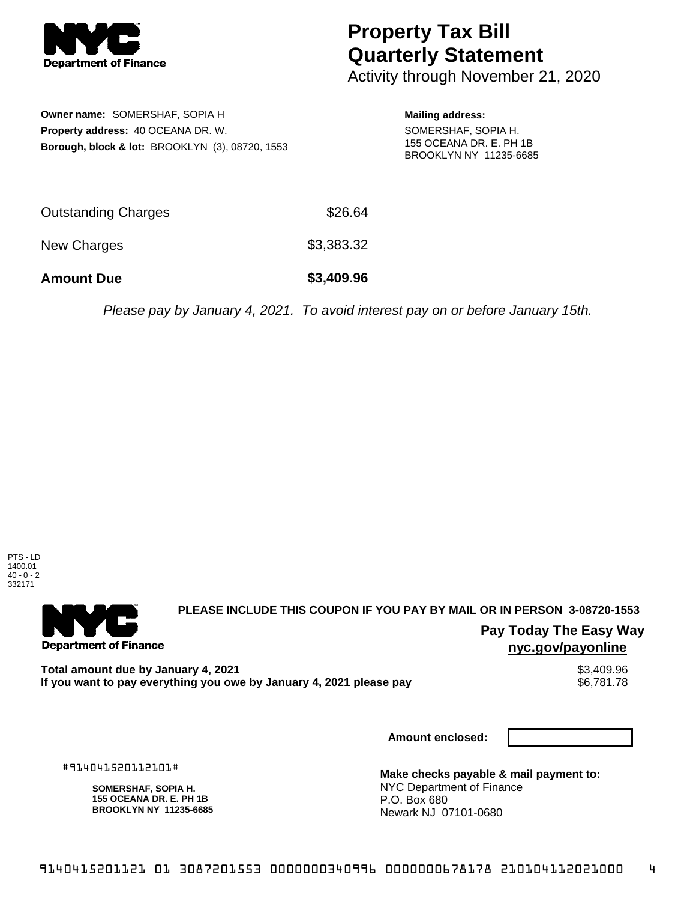# Property Tax Bill Quarterly Statement

Activity through November 21, 2020

**Owner name:** SOMERSHAF, SOPIA H
**Property address:** 40 OCEANA DR. W.
**Borough, block & lot:** BROOKLYN (3), 08720, 1553

**Mailing address:**
SOMERSHAF, SOPIA H.
155 OCEANA DR. E. PH 1B
BROOKLYN NY 11235-6685

| | |
|---|---|
| Outstanding Charges | $26.64 |
| New Charges | $3,383.32 |
| **Amount Due** | **$3,409.96** |

*Please pay by January 4, 2021. To avoid interest pay on or before January 15th.*

PTS - LD
1400.01
40 - 0 - 2
332171

**PLEASE INCLUDE THIS COUPON IF YOU PAY BY MAIL OR IN PERSON 3-08720-1553**

**Pay Today The Easy Way**
**nyc.gov/payonline**

| | |
|---|---|
| **Total amount due by January 4, 2021** | $3,409.96 |
| **If you want to pay everything you owe by January 4, 2021 please pay** | $6,781.78 |

**Amount enclosed:**

#914041520112101#

**SOMERSHAF, SOPIA H.**
**155 OCEANA DR. E. PH 1B**
**BROOKLYN NY 11235-6685**

**Make checks payable & mail payment to:**
NYC Department of Finance
P.O. Box 680
Newark NJ 07101-0680

9140415201121 01 3087201553 0000000340996 0000000678178 210104112021000 4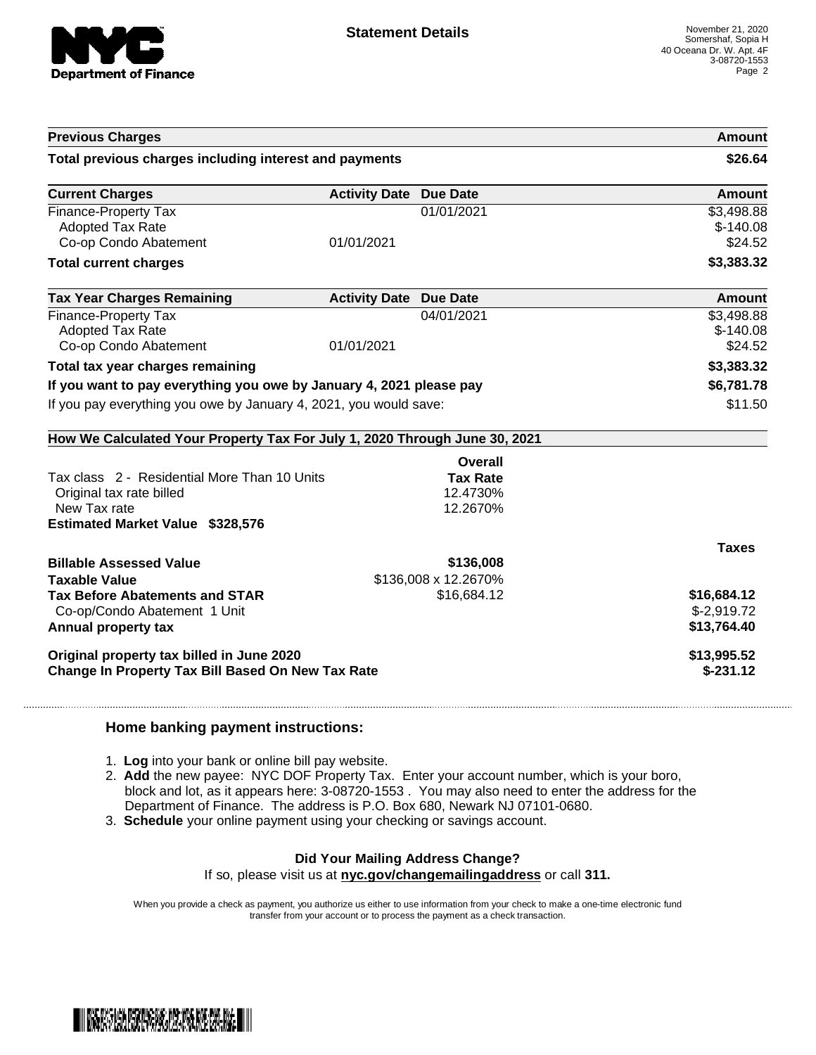**Statement Details**

November 21, 2020
Somershaf, Sopia H
40 Oceana Dr. W. Apt. 4F
3-08720-1553

| Previous Charges | | | Amount |
|---|---|---|---|
| **Total previous charges including interest and payments** | | | **$26.64** |

| Current Charges | Activity Date | Due Date | Amount |
|---|---|---|---|
| Finance-Property Tax | | 01/01/2021 | $3,498.88 |
| Adopted Tax Rate | | | $-140.08 |
| Co-op Condo Abatement | 01/01/2021 | | $24.52 |
| **Total current charges** | | | **$3,383.32** |

| Tax Year Charges Remaining | Activity Date | Due Date | Amount |
|---|---|---|---|
| Finance-Property Tax | | 04/01/2021 | $3,498.88 |
| Adopted Tax Rate | | | $-140.08 |
| Co-op Condo Abatement | 01/01/2021 | | $24.52 |
| **Total tax year charges remaining** | | | **$3,383.32** |
| **If you want to pay everything you owe by January 4, 2021 please pay** | | | **$6,781.78** |
| If you pay everything you owe by January 4, 2021, you would save: | | | $11.50 |

**How We Calculated Your Property Tax For July 1, 2020 Through June 30, 2021**

| | Overall Tax Rate | |
|---|---|---|
| Tax class 2 - Residential More Than 10 Units | | |
| Original tax rate billed | 12.4730% | |
| New Tax rate | 12.2670% | |
| **Estimated Market Value $328,576** | | |
| | | **Taxes** |
| **Billable Assessed Value** | **$136,008** | |
| **Taxable Value** | $136,008 x 12.2670% | |
| **Tax Before Abatements and STAR** | $16,684.12 | **$16,684.12** |
| Co-op/Condo Abatement 1 Unit | | $-2,919.72 |
| **Annual property tax** | | **$13,764.40** |
| **Original property tax billed in June 2020** | | **$13,995.52** |
| **Change In Property Tax Bill Based On New Tax Rate** | | **$-231.12** |

### Home banking payment instructions:

1. **Log** into your bank or online bill pay website.
2. **Add** the new payee: NYC DOF Property Tax. Enter your account number, which is your boro, block and lot, as it appears here: 3-08720-1553 . You may also need to enter the address for the Department of Finance. The address is P.O. Box 680, Newark NJ 07101-0680.
3. **Schedule** your online payment using your checking or savings account.

**Did Your Mailing Address Change?**

If so, please visit us at **nyc.gov/changemailingaddress** or call **311.**

When you provide a check as payment, you authorize us either to use information from your check to make a one-time electronic fund transfer from your account or to process the payment as a check transaction.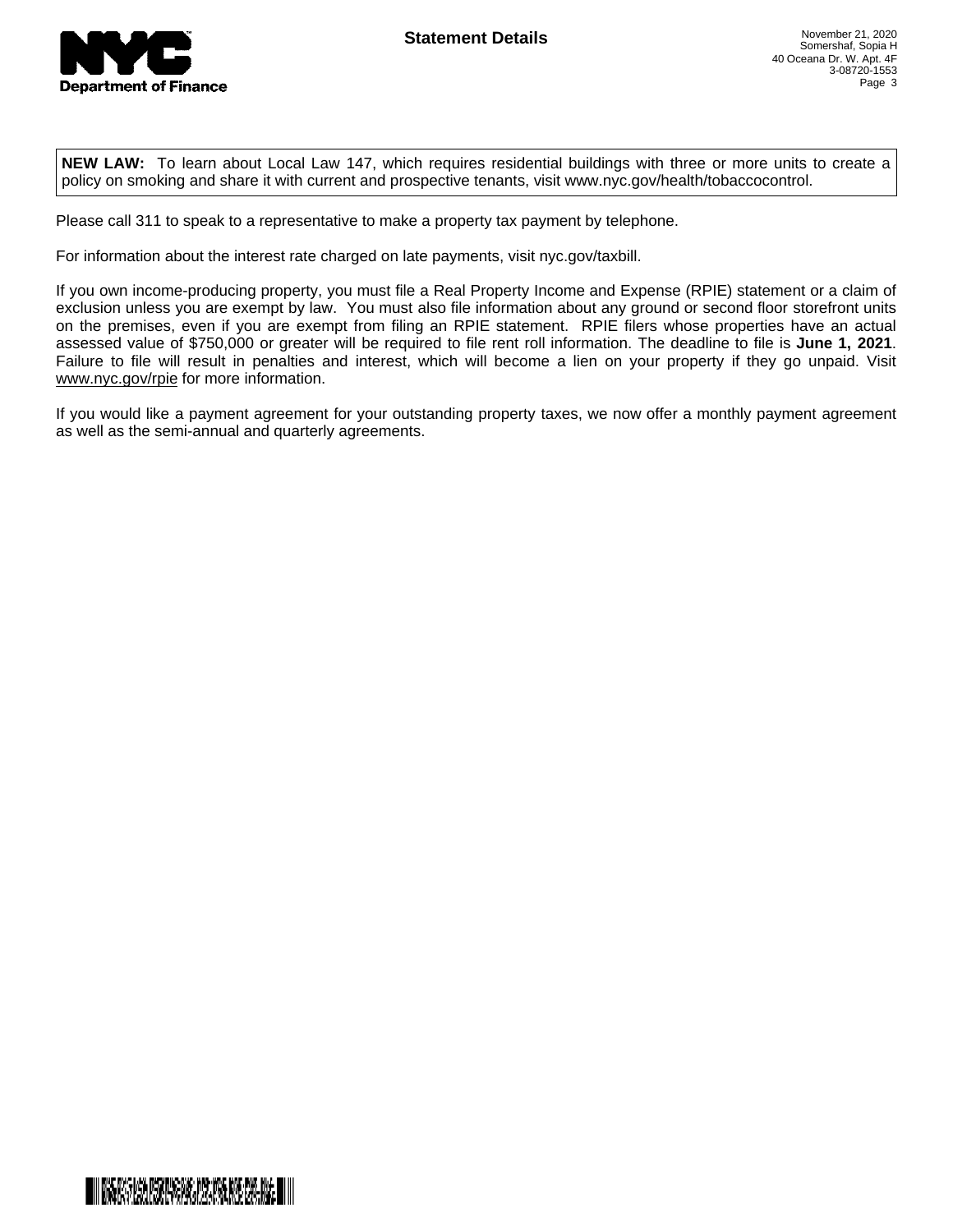# Statement Details

November 21, 2020
Somershaf, Sopia H
40 Oceana Dr. W. Apt. 4F
3-08720-1553

**NEW LAW:** To learn about Local Law 147, which requires residential buildings with three or more units to create a policy on smoking and share it with current and prospective tenants, visit www.nyc.gov/health/tobaccocontrol.

Please call 311 to speak to a representative to make a property tax payment by telephone.

For information about the interest rate charged on late payments, visit nyc.gov/taxbill.

If you own income-producing property, you must file a Real Property Income and Expense (RPIE) statement or a claim of exclusion unless you are exempt by law. You must also file information about any ground or second floor storefront units on the premises, even if you are exempt from filing an RPIE statement. RPIE filers whose properties have an actual assessed value of $750,000 or greater will be required to file rent roll information. The deadline to file is **June 1, 2021**. Failure to file will result in penalties and interest, which will become a lien on your property if they go unpaid. Visit www.nyc.gov/rpie for more information.

If you would like a payment agreement for your outstanding property taxes, we now offer a monthly payment agreement as well as the semi-annual and quarterly agreements.